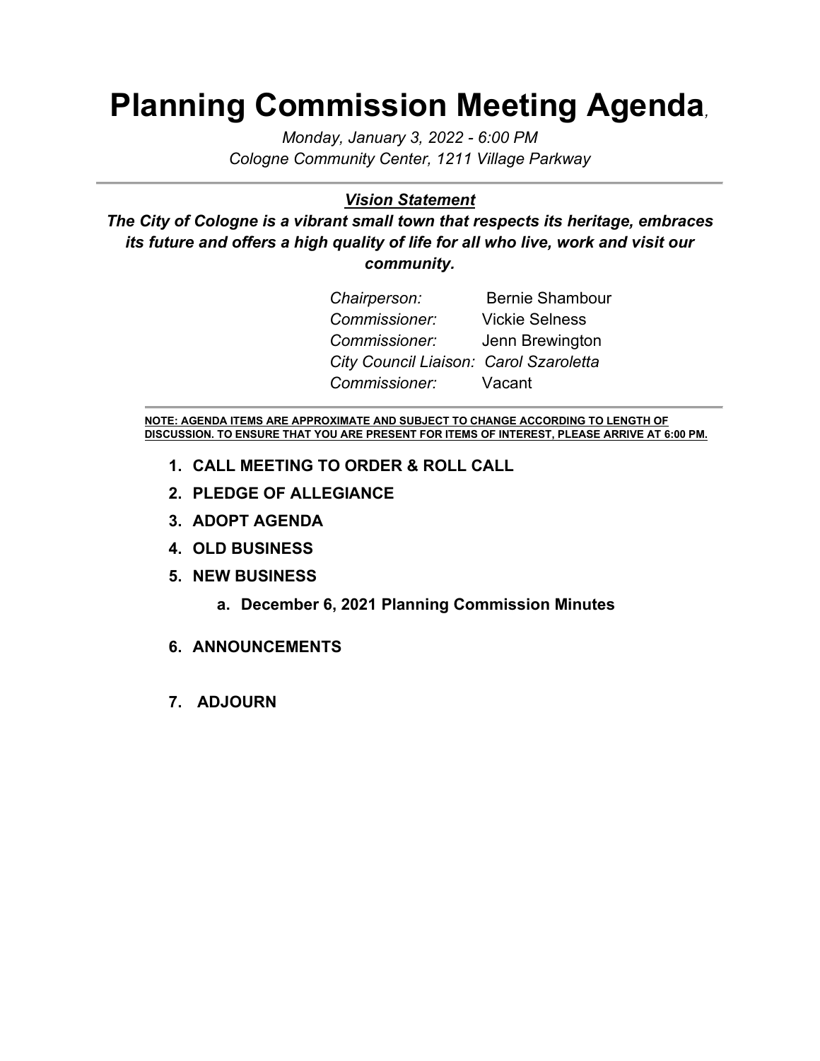# Planning Commission Meeting Agenda,

*Monday, January 3, 2022 - 6:00 PM*
*Cologne Community Center, 1211 Village Parkway*

---

***Vision Statement***

***The City of Cologne is a vibrant small town that respects its heritage, embraces its future and offers a high quality of life for all who live, work and visit our community.***

*Chairperson:* Bernie Shambour
*Commissioner:* Vickie Selness
*Commissioner:* Jenn Brewington
*City Council Liaison: Carol Szaroletta*
*Commissioner:* Vacant

---

**NOTE: AGENDA ITEMS ARE APPROXIMATE AND SUBJECT TO CHANGE ACCORDING TO LENGTH OF DISCUSSION. TO ENSURE THAT YOU ARE PRESENT FOR ITEMS OF INTEREST, PLEASE ARRIVE AT 6:00 PM.**

1. **CALL MEETING TO ORDER & ROLL CALL**
2. **PLEDGE OF ALLEGIANCE**
3. **ADOPT AGENDA**
4. **OLD BUSINESS**
5. **NEW BUSINESS**
   a. **December 6, 2021 Planning Commission Minutes**
6. **ANNOUNCEMENTS**
7. **ADJOURN**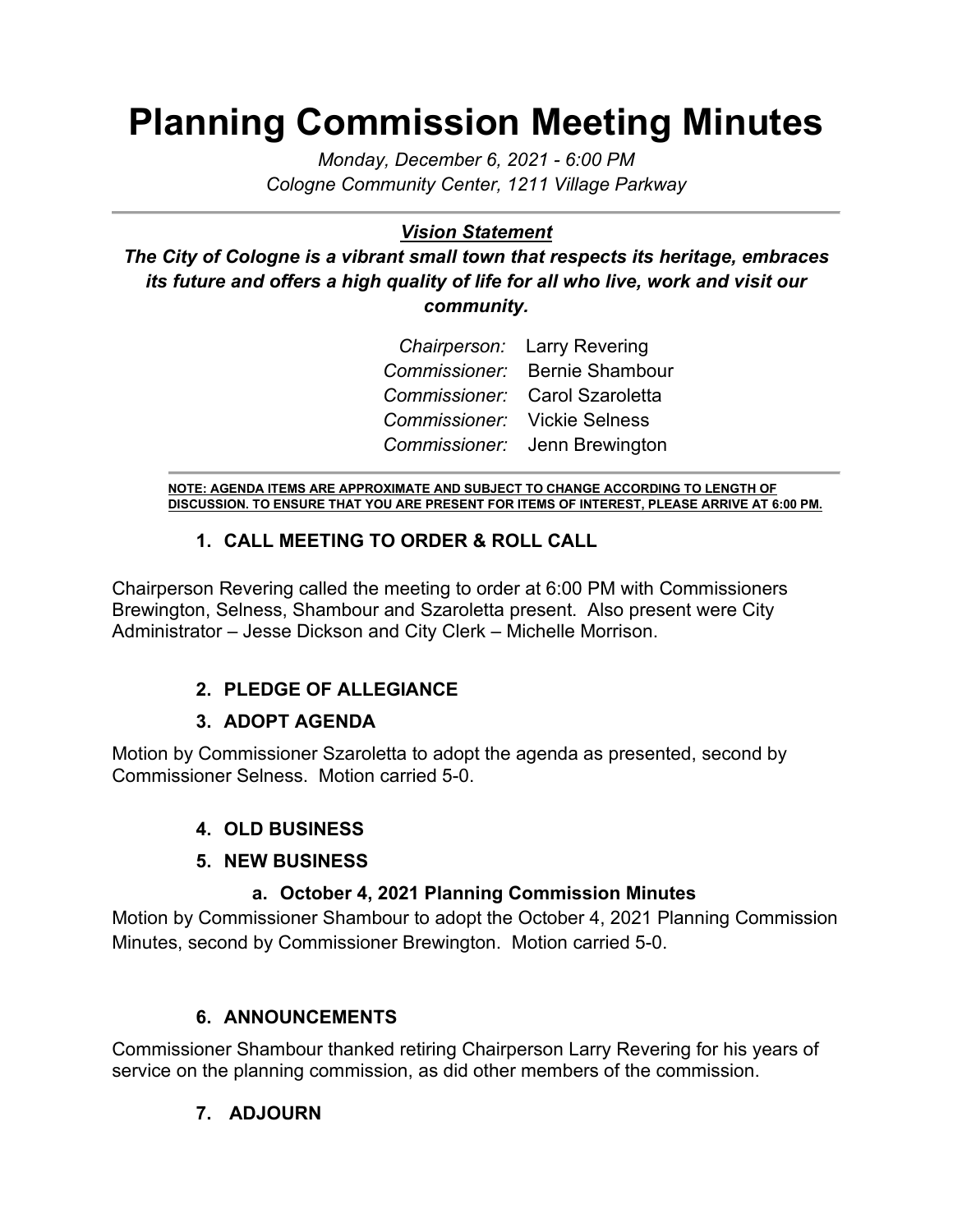# Planning Commission Meeting Minutes

*Monday, December 6, 2021 - 6:00 PM*
*Cologne Community Center, 1211 Village Parkway*

---

***Vision Statement***

***The City of Cologne is a vibrant small town that respects its heritage, embraces its future and offers a high quality of life for all who live, work and visit our community.***

*Chairperson:* Larry Revering
*Commissioner:* Bernie Shambour
*Commissioner:* Carol Szaroletta
*Commissioner:* Vickie Selness
*Commissioner:* Jenn Brewington

---

**NOTE: AGENDA ITEMS ARE APPROXIMATE AND SUBJECT TO CHANGE ACCORDING TO LENGTH OF DISCUSSION. TO ENSURE THAT YOU ARE PRESENT FOR ITEMS OF INTEREST, PLEASE ARRIVE AT 6:00 PM.**

## 1. CALL MEETING TO ORDER & ROLL CALL

Chairperson Revering called the meeting to order at 6:00 PM with Commissioners Brewington, Selness, Shambour and Szaroletta present. Also present were City Administrator – Jesse Dickson and City Clerk – Michelle Morrison.

## 2. PLEDGE OF ALLEGIANCE

## 3. ADOPT AGENDA

Motion by Commissioner Szaroletta to adopt the agenda as presented, second by Commissioner Selness. Motion carried 5-0.

## 4. OLD BUSINESS

## 5. NEW BUSINESS

### a. October 4, 2021 Planning Commission Minutes

Motion by Commissioner Shambour to adopt the October 4, 2021 Planning Commission Minutes, second by Commissioner Brewington. Motion carried 5-0.

## 6. ANNOUNCEMENTS

Commissioner Shambour thanked retiring Chairperson Larry Revering for his years of service on the planning commission, as did other members of the commission.

## 7. ADJOURN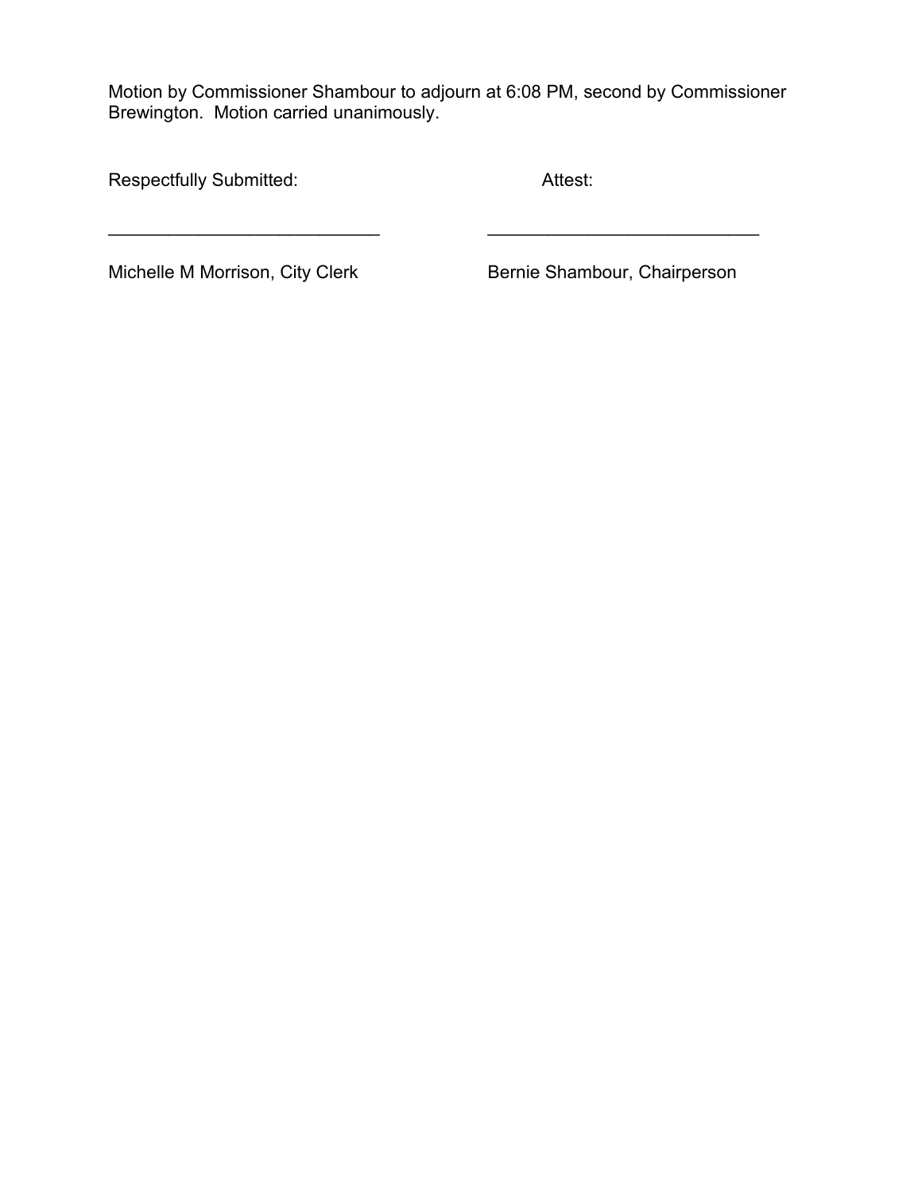Motion by Commissioner Shambour to adjourn at 6:08 PM, second by Commissioner Brewington. Motion carried unanimously.

Respectfully Submitted: Attest:

\_\_\_\_\_\_\_\_\_\_\_\_\_\_\_\_\_\_\_\_\_\_\_\_\_\_\_\_ \_\_\_\_\_\_\_\_\_\_\_\_\_\_\_\_\_\_\_\_\_\_\_\_\_\_\_\_

Michelle M Morrison, City Clerk Bernie Shambour, Chairperson